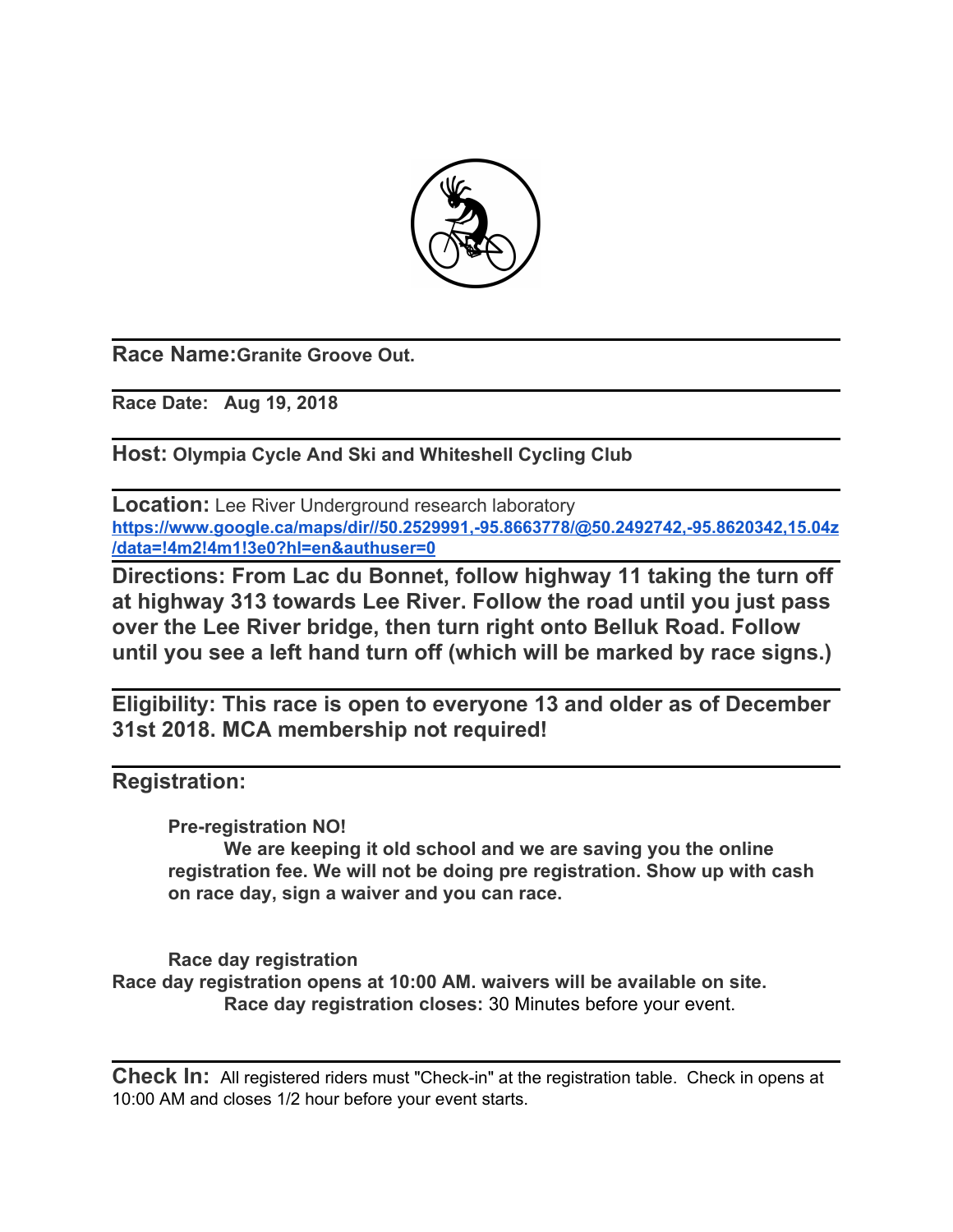**Race Name:** Granite Groove Out.

---

**Race Date:** Aug 19, 2018

---

**Host:** Olympia Cycle And Ski and Whiteshell Cycling Club

---

**Location:** Lee River Underground research laboratory
https://www.google.ca/maps/dir//50.2529991,-95.8663778/@50.2492742,-95.8620342,15.04z/data=!4m2!4m1!3e0?hl=en&authuser=0

---

**Directions: From Lac du Bonnet, follow highway 11 taking the turn off at highway 313 towards Lee River. Follow the road until you just pass over the Lee River bridge, then turn right onto Belluk Road. Follow until you see a left hand turn off (which will be marked by race signs.)**

---

**Eligibility: This race is open to everyone 13 and older as of December 31st 2018. MCA membership not required!**

---

**Registration:**

**Pre-registration NO!**

**We are keeping it old school and we are saving you the online registration fee. We will not be doing pre registration. Show up with cash on race day, sign a waiver and you can race.**

**Race day registration**

**Race day registration opens at 10:00 AM. waivers will be available on site.**

**Race day registration closes:** 30 Minutes before your event.

---

**Check In:** All registered riders must "Check-in" at the registration table. Check in opens at 10:00 AM and closes 1/2 hour before your event starts.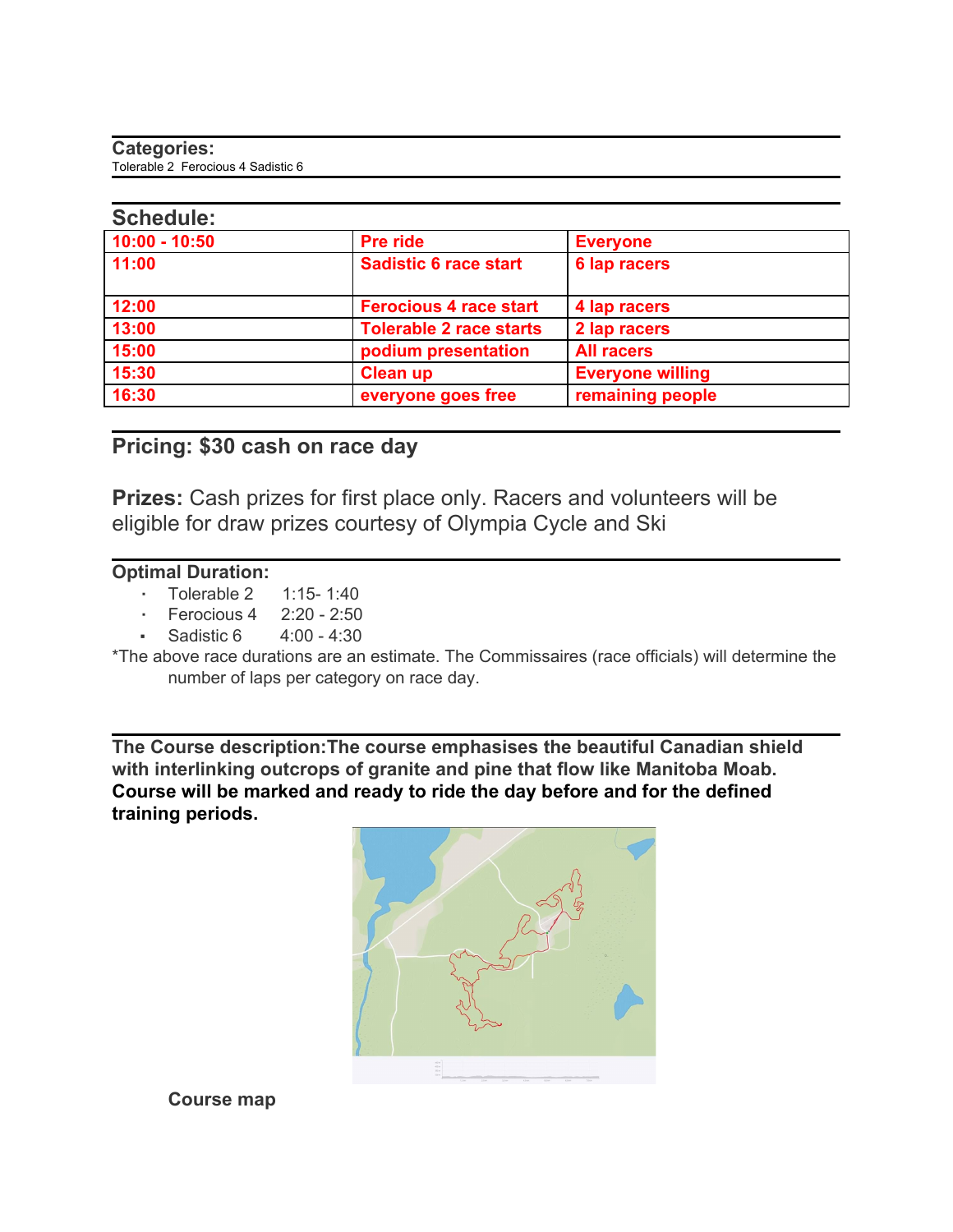**Categories:**
Tolerable 2 Ferocious 4 Sadistic 6

## Schedule:

| | | |
|---|---|---|
| 10:00 - 10:50 | Pre ride | Everyone |
| 11:00 | Sadistic 6 race start | 6 lap racers |
| 12:00 | Ferocious 4 race start | 4 lap racers |
| 13:00 | Tolerable 2 race starts | 2 lap racers |
| 15:00 | podium presentation | All racers |
| 15:30 | Clean up | Everyone willing |
| 16:30 | everyone goes free | remaining people |

## Pricing: $30 cash on race day

**Prizes:** Cash prizes for first place only. Racers and volunteers will be eligible for draw prizes courtesy of Olympia Cycle and Ski

**Optimal Duration:**

- Tolerable 2 1:15- 1:40
- Ferocious 4 2:20 - 2:50
- Sadistic 6 4:00 - 4:30

*The above race durations are an estimate. The Commissaires (race officials) will determine the number of laps per category on race day.

**The Course description:The course emphasises the beautiful Canadian shield with interlinking outcrops of granite and pine that flow like Manitoba Moab. Course will be marked and ready to ride the day before and for the defined training periods.**

**Course map**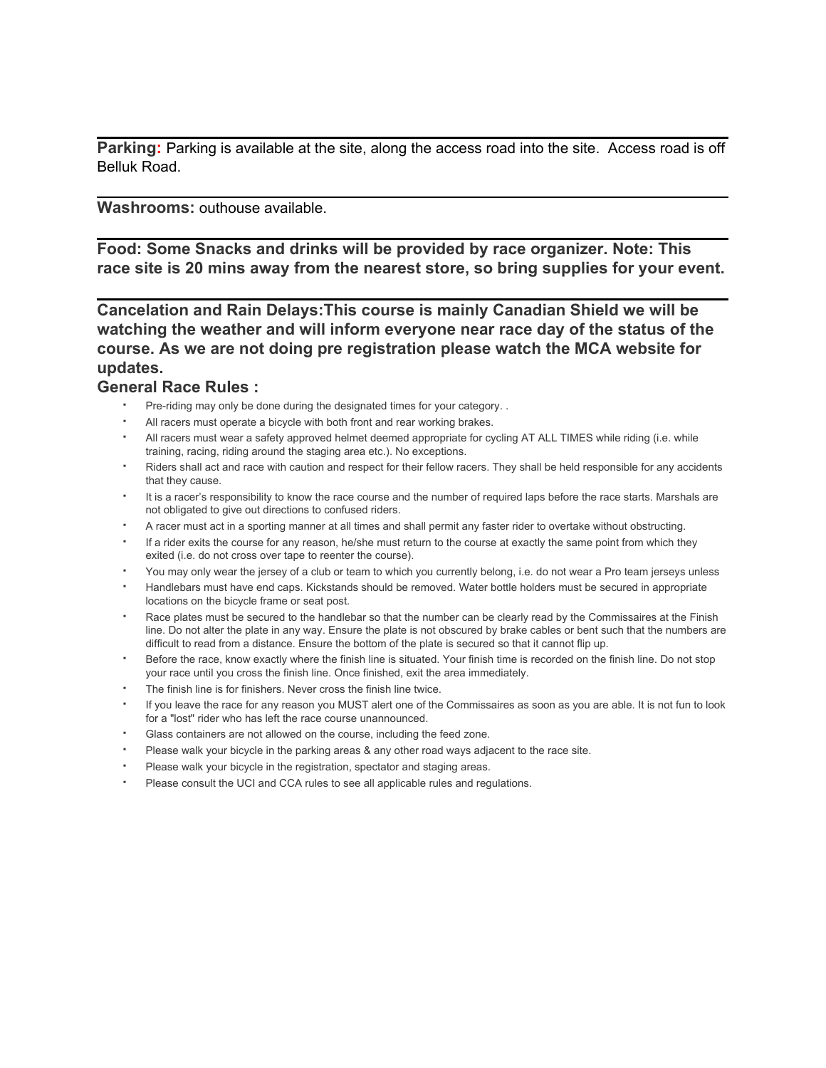**Parking:** Parking is available at the site, along the access road into the site. Access road is off Belluk Road.

**Washrooms:** outhouse available.

**Food: Some Snacks and drinks will be provided by race organizer. Note: This race site is 20 mins away from the nearest store, so bring supplies for your event.**

**Cancelation and Rain Delays:This course is mainly Canadian Shield we will be watching the weather and will inform everyone near race day of the status of the course. As we are not doing pre registration please watch the MCA website for updates.**

**General Race Rules :**

- Pre-riding may only be done during the designated times for your category. .
- All racers must operate a bicycle with both front and rear working brakes.
- All racers must wear a safety approved helmet deemed appropriate for cycling AT ALL TIMES while riding (i.e. while training, racing, riding around the staging area etc.). No exceptions.
- Riders shall act and race with caution and respect for their fellow racers. They shall be held responsible for any accidents that they cause.
- It is a racer's responsibility to know the race course and the number of required laps before the race starts. Marshals are not obligated to give out directions to confused riders.
- A racer must act in a sporting manner at all times and shall permit any faster rider to overtake without obstructing.
- If a rider exits the course for any reason, he/she must return to the course at exactly the same point from which they exited (i.e. do not cross over tape to reenter the course).
- You may only wear the jersey of a club or team to which you currently belong, i.e. do not wear a Pro team jerseys unless
- Handlebars must have end caps. Kickstands should be removed. Water bottle holders must be secured in appropriate locations on the bicycle frame or seat post.
- Race plates must be secured to the handlebar so that the number can be clearly read by the Commissaires at the Finish line. Do not alter the plate in any way. Ensure the plate is not obscured by brake cables or bent such that the numbers are difficult to read from a distance. Ensure the bottom of the plate is secured so that it cannot flip up.
- Before the race, know exactly where the finish line is situated. Your finish time is recorded on the finish line. Do not stop your race until you cross the finish line. Once finished, exit the area immediately.
- The finish line is for finishers. Never cross the finish line twice.
- If you leave the race for any reason you MUST alert one of the Commissaires as soon as you are able. It is not fun to look for a "lost" rider who has left the race course unannounced.
- Glass containers are not allowed on the course, including the feed zone.
- Please walk your bicycle in the parking areas & any other road ways adjacent to the race site.
- Please walk your bicycle in the registration, spectator and staging areas.
- Please consult the UCI and CCA rules to see all applicable rules and regulations.